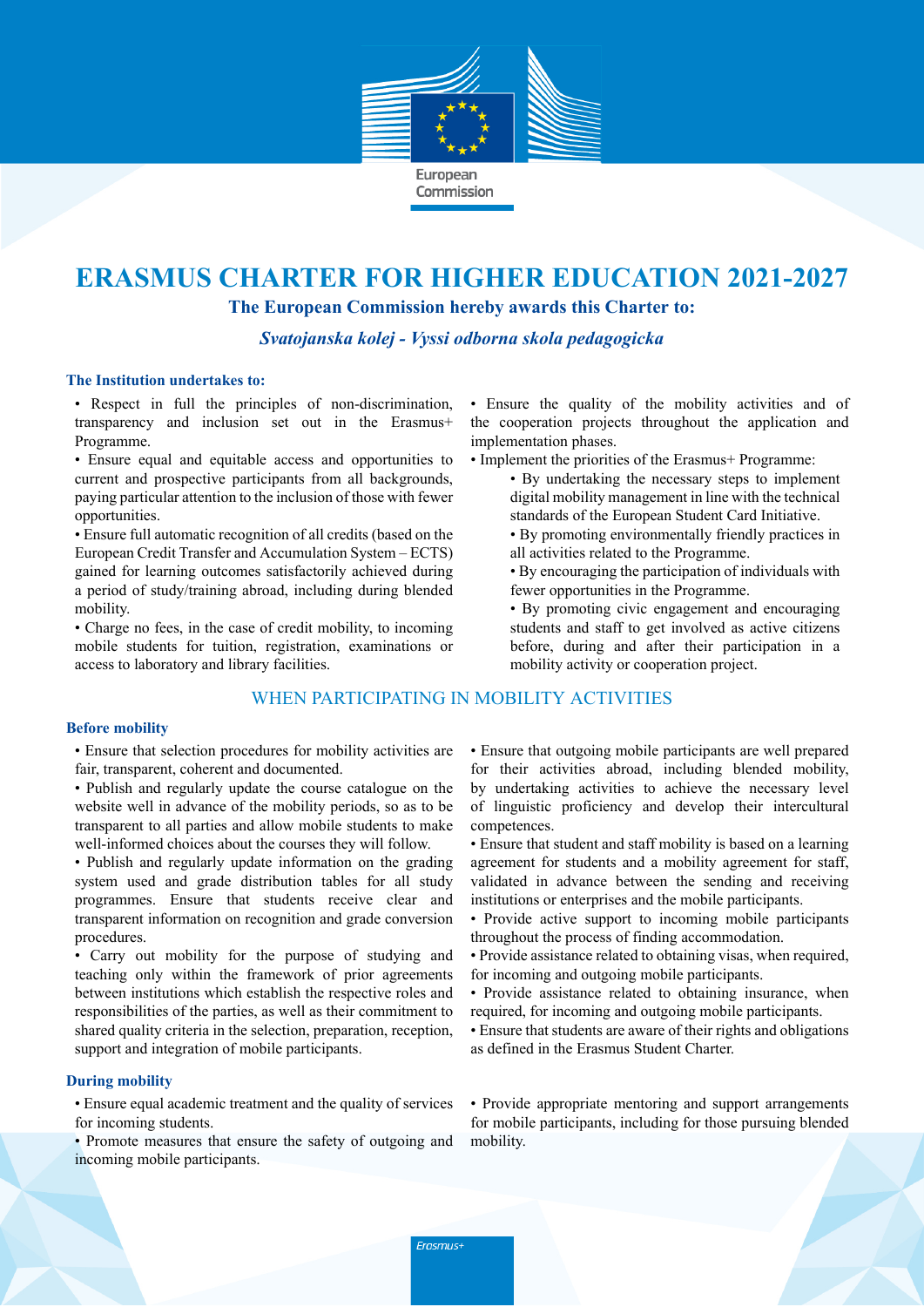European Commission

# ERASMUS CHARTER FOR HIGHER EDUCATION 2021-2027

**The European Commission hereby awards this Charter to:**

***Svatojanska kolej - Vyssi odborna skola pedagogicka***

### The Institution undertakes to:

- Respect in full the principles of non-discrimination, transparency and inclusion set out in the Erasmus+ Programme.
- Ensure equal and equitable access and opportunities to current and prospective participants from all backgrounds, paying particular attention to the inclusion of those with fewer opportunities.
- Ensure full automatic recognition of all credits (based on the European Credit Transfer and Accumulation System – ECTS) gained for learning outcomes satisfactorily achieved during a period of study/training abroad, including during blended mobility.
- Charge no fees, in the case of credit mobility, to incoming mobile students for tuition, registration, examinations or access to laboratory and library facilities.
- Ensure the quality of the mobility activities and of the cooperation projects throughout the application and implementation phases.
- Implement the priorities of the Erasmus+ Programme:
  - By undertaking the necessary steps to implement digital mobility management in line with the technical standards of the European Student Card Initiative.
  - By promoting environmentally friendly practices in all activities related to the Programme.
  - By encouraging the participation of individuals with fewer opportunities in the Programme.
  - By promoting civic engagement and encouraging students and staff to get involved as active citizens before, during and after their participation in a mobility activity or cooperation project.

## WHEN PARTICIPATING IN MOBILITY ACTIVITIES

### Before mobility

- Ensure that selection procedures for mobility activities are fair, transparent, coherent and documented.
- Publish and regularly update the course catalogue on the website well in advance of the mobility periods, so as to be transparent to all parties and allow mobile students to make well-informed choices about the courses they will follow.
- Publish and regularly update information on the grading system used and grade distribution tables for all study programmes. Ensure that students receive clear and transparent information on recognition and grade conversion procedures.
- Carry out mobility for the purpose of studying and teaching only within the framework of prior agreements between institutions which establish the respective roles and responsibilities of the parties, as well as their commitment to shared quality criteria in the selection, preparation, reception, support and integration of mobile participants.
- Ensure that outgoing mobile participants are well prepared for their activities abroad, including blended mobility, by undertaking activities to achieve the necessary level of linguistic proficiency and develop their intercultural competences.
- Ensure that student and staff mobility is based on a learning agreement for students and a mobility agreement for staff, validated in advance between the sending and receiving institutions or enterprises and the mobile participants.
- Provide active support to incoming mobile participants throughout the process of finding accommodation.
- Provide assistance related to obtaining visas, when required, for incoming and outgoing mobile participants.
- Provide assistance related to obtaining insurance, when required, for incoming and outgoing mobile participants.
- Ensure that students are aware of their rights and obligations as defined in the Erasmus Student Charter.

### During mobility

- Ensure equal academic treatment and the quality of services for incoming students.
- Promote measures that ensure the safety of outgoing and incoming mobile participants.
- Provide appropriate mentoring and support arrangements for mobile participants, including for those pursuing blended mobility.

Erasmus+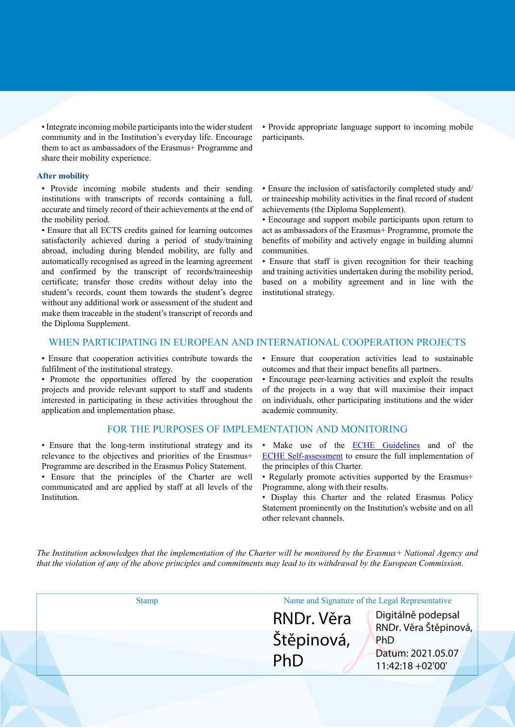- Integrate incoming mobile participants into the wider student community and in the Institution's everyday life. Encourage them to act as ambassadors of the Erasmus+ Programme and share their mobility experience.
- Provide appropriate language support to incoming mobile participants.

### After mobility

- Provide incoming mobile students and their sending institutions with transcripts of records containing a full, accurate and timely record of their achievements at the end of the mobility period.
- Ensure that all ECTS credits gained for learning outcomes satisfactorily achieved during a period of study/training abroad, including during blended mobility, are fully and automatically recognised as agreed in the learning agreement and confirmed by the transcript of records/traineeship certificate; transfer those credits without delay into the student's records, count them towards the student's degree without any additional work or assessment of the student and make them traceable in the student's transcript of records and the Diploma Supplement.
- Ensure the inclusion of satisfactorily completed study and/or traineeship mobility activities in the final record of student achievements (the Diploma Supplement).
- Encourage and support mobile participants upon return to act as ambassadors of the Erasmus+ Programme, promote the benefits of mobility and actively engage in building alumni communities.
- Ensure that staff is given recognition for their teaching and training activities undertaken during the mobility period, based on a mobility agreement and in line with the institutional strategy.

## WHEN PARTICIPATING IN EUROPEAN AND INTERNATIONAL COOPERATION PROJECTS

- Ensure that cooperation activities contribute towards the fulfilment of the institutional strategy.
- Promote the opportunities offered by the cooperation projects and provide relevant support to staff and students interested in participating in these activities throughout the application and implementation phase.
- Ensure that cooperation activities lead to sustainable outcomes and that their impact benefits all partners.
- Encourage peer-learning activities and exploit the results of the projects in a way that will maximise their impact on individuals, other participating institutions and the wider academic community.

## FOR THE PURPOSES OF IMPLEMENTATION AND MONITORING

- Ensure that the long-term institutional strategy and its relevance to the objectives and priorities of the Erasmus+ Programme are described in the Erasmus Policy Statement.
- Ensure that the principles of the Charter are well communicated and are applied by staff at all levels of the Institution.
- Make use of the ECHE Guidelines and of the ECHE Self-assessment to ensure the full implementation of the principles of this Charter.
- Regularly promote activities supported by the Erasmus+ Programme, along with their results.
- Display this Charter and the related Erasmus Policy Statement prominently on the Institution's website and on all other relevant channels.

*The Institution acknowledges that the implementation of the Charter will be monitored by the Erasmus+ National Agency and that the violation of any of the above principles and commitments may lead to its withdrawal by the European Commission.*

| Stamp | Name and Signature of the Legal Representative |
|---|---|
| | RNDr. Věra Štěpinová, PhD<br>Digitálně podepsal RNDr. Věra Štěpinová, PhD<br>Datum: 2021.05.07 11:42:18 +02'00' |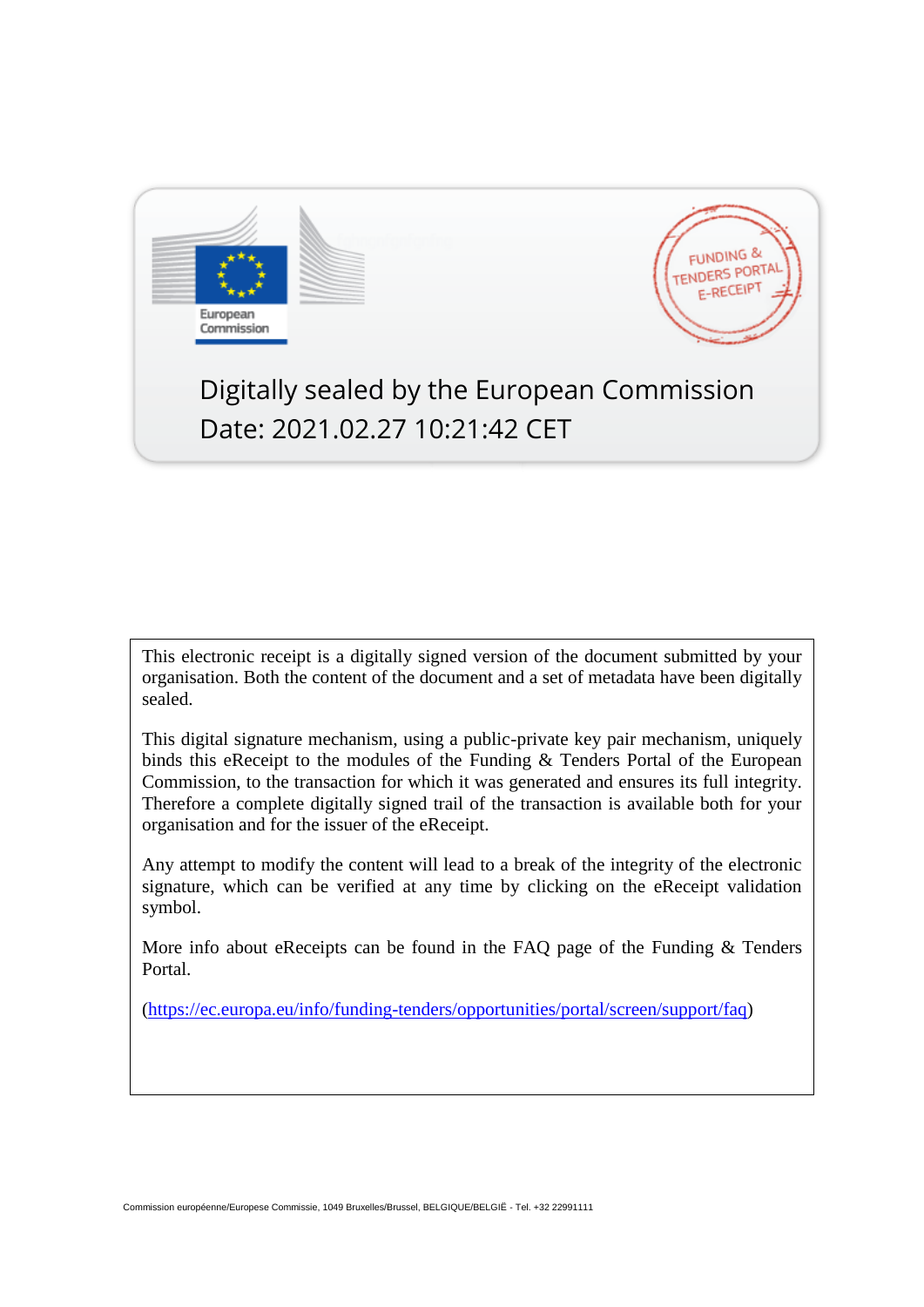European Commission

FUNDING & TENDERS PORTAL E-RECEIPT

Digitally sealed by the European Commission
Date: 2021.02.27 10:21:42 CET

This electronic receipt is a digitally signed version of the document submitted by your organisation. Both the content of the document and a set of metadata have been digitally sealed.

This digital signature mechanism, using a public-private key pair mechanism, uniquely binds this eReceipt to the modules of the Funding & Tenders Portal of the European Commission, to the transaction for which it was generated and ensures its full integrity. Therefore a complete digitally signed trail of the transaction is available both for your organisation and for the issuer of the eReceipt.

Any attempt to modify the content will lead to a break of the integrity of the electronic signature, which can be verified at any time by clicking on the eReceipt validation symbol.

More info about eReceipts can be found in the FAQ page of the Funding & Tenders Portal.

(https://ec.europa.eu/info/funding-tenders/opportunities/portal/screen/support/faq)

Commission européenne/Europese Commissie, 1049 Bruxelles/Brussel, BELGIQUE/BELGIË - Tel. +32 22991111